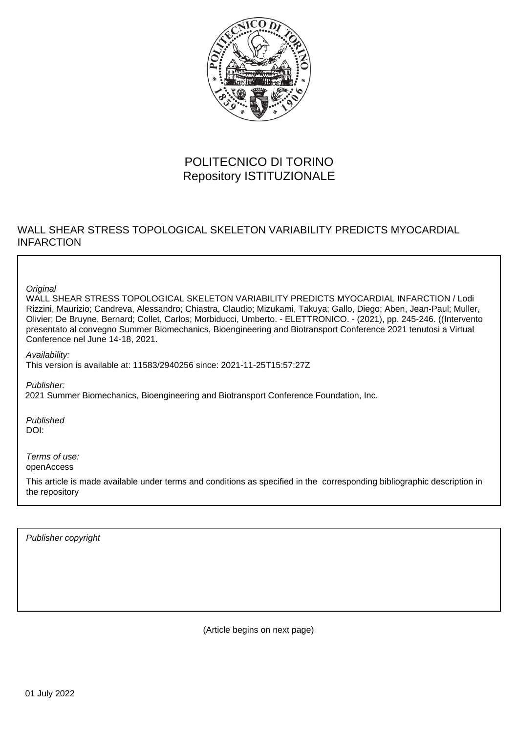POLITECNICO DI TORINO
Repository ISTITUZIONALE

WALL SHEAR STRESS TOPOLOGICAL SKELETON VARIABILITY PREDICTS MYOCARDIAL INFARCTION

*Original*

WALL SHEAR STRESS TOPOLOGICAL SKELETON VARIABILITY PREDICTS MYOCARDIAL INFARCTION / Lodi Rizzini, Maurizio; Candreva, Alessandro; Chiastra, Claudio; Mizukami, Takuya; Gallo, Diego; Aben, Jean-Paul; Muller, Olivier; De Bruyne, Bernard; Collet, Carlos; Morbiducci, Umberto. - ELETTRONICO. - (2021), pp. 245-246. ((Intervento presentato al convegno Summer Biomechanics, Bioengineering and Biotransport Conference 2021 tenutosi a Virtual Conference nel June 14-18, 2021.

*Availability:*

This version is available at: 11583/2940256 since: 2021-11-25T15:57:27Z

*Publisher:*

2021 Summer Biomechanics, Bioengineering and Biotransport Conference Foundation, Inc.

*Published*

DOI:

*Terms of use:*

openAccess

This article is made available under terms and conditions as specified in the corresponding bibliographic description in the repository

*Publisher copyright*

(Article begins on next page)

01 July 2022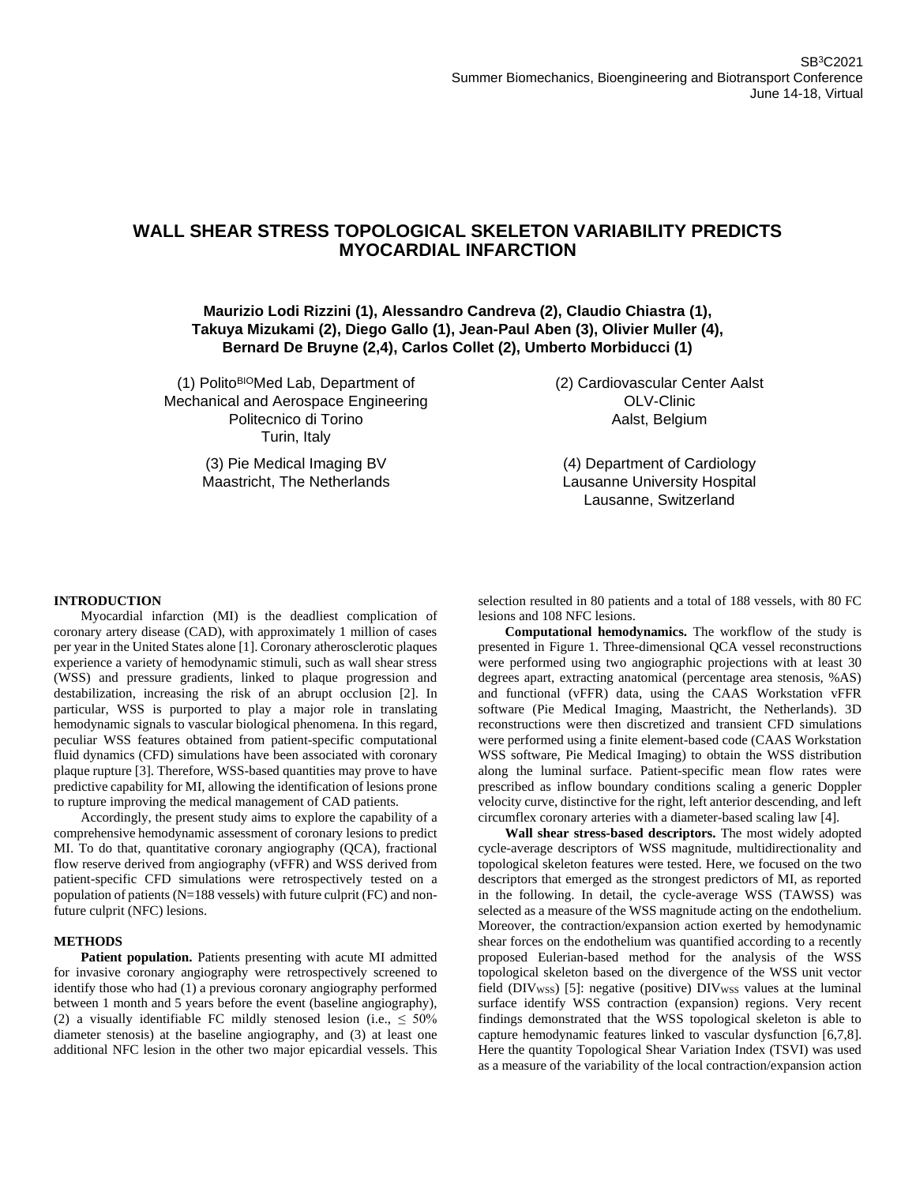# WALL SHEAR STRESS TOPOLOGICAL SKELETON VARIABILITY PREDICTS MYOCARDIAL INFARCTION

**Maurizio Lodi Rizzini (1), Alessandro Candreva (2), Claudio Chiastra (1), Takuya Mizukami (2), Diego Gallo (1), Jean-Paul Aben (3), Olivier Muller (4), Bernard De Bruyne (2,4), Carlos Collet (2), Umberto Morbiducci (1)**

(1) Polito[BIO]Med Lab, Department of Mechanical and Aerospace Engineering
Politecnico di Torino
Turin, Italy

(2) Cardiovascular Center Aalst
OLV-Clinic
Aalst, Belgium

(3) Pie Medical Imaging BV
Maastricht, The Netherlands

(4) Department of Cardiology
Lausanne University Hospital
Lausanne, Switzerland

## INTRODUCTION

Myocardial infarction (MI) is the deadliest complication of coronary artery disease (CAD), with approximately 1 million of cases per year in the United States alone [1]. Coronary atherosclerotic plaques experience a variety of hemodynamic stimuli, such as wall shear stress (WSS) and pressure gradients, linked to plaque progression and destabilization, increasing the risk of an abrupt occlusion [2]. In particular, WSS is purported to play a major role in translating hemodynamic signals to vascular biological phenomena. In this regard, peculiar WSS features obtained from patient-specific computational fluid dynamics (CFD) simulations have been associated with coronary plaque rupture [3]. Therefore, WSS-based quantities may prove to have predictive capability for MI, allowing the identification of lesions prone to rupture improving the medical management of CAD patients.

Accordingly, the present study aims to explore the capability of a comprehensive hemodynamic assessment of coronary lesions to predict MI. To do that, quantitative coronary angiography (QCA), fractional flow reserve derived from angiography (vFFR) and WSS derived from patient-specific CFD simulations were retrospectively tested on a population of patients (N=188 vessels) with future culprit (FC) and non-future culprit (NFC) lesions.

## METHODS

**Patient population.** Patients presenting with acute MI admitted for invasive coronary angiography were retrospectively screened to identify those who had (1) a previous coronary angiography performed between 1 month and 5 years before the event (baseline angiography), (2) a visually identifiable FC mildly stenosed lesion (i.e., $\leq$ 50% diameter stenosis) at the baseline angiography, and (3) at least one additional NFC lesion in the other two major epicardial vessels. This selection resulted in 80 patients and a total of 188 vessels, with 80 FC lesions and 108 NFC lesions.

**Computational hemodynamics.** The workflow of the study is presented in Figure 1. Three-dimensional QCA vessel reconstructions were performed using two angiographic projections with at least 30 degrees apart, extracting anatomical (percentage area stenosis, %AS) and functional (vFFR) data, using the CAAS Workstation vFFR software (Pie Medical Imaging, Maastricht, the Netherlands). 3D reconstructions were then discretized and transient CFD simulations were performed using a finite element-based code (CAAS Workstation WSS software, Pie Medical Imaging) to obtain the WSS distribution along the luminal surface. Patient-specific mean flow rates were prescribed as inflow boundary conditions scaling a generic Doppler velocity curve, distinctive for the right, left anterior descending, and left circumflex coronary arteries with a diameter-based scaling law [4].

**Wall shear stress-based descriptors.** The most widely adopted cycle-average descriptors of WSS magnitude, multidirectionality and topological skeleton features were tested. Here, we focused on the two descriptors that emerged as the strongest predictors of MI, as reported in the following. In detail, the cycle-average WSS (TAWSS) was selected as a measure of the WSS magnitude acting on the endothelium. Moreover, the contraction/expansion action exerted by hemodynamic shear forces on the endothelium was quantified according to a recently proposed Eulerian-based method for the analysis of the WSS topological skeleton based on the divergence of the WSS unit vector field ($DIV_{WSS}$) [5]: negative (positive) $DIV_{WSS}$ values at the luminal surface identify WSS contraction (expansion) regions. Very recent findings demonstrated that the WSS topological skeleton is able to capture hemodynamic features linked to vascular dysfunction [6,7,8]. Here the quantity Topological Shear Variation Index (TSVI) was used as a measure of the variability of the local contraction/expansion action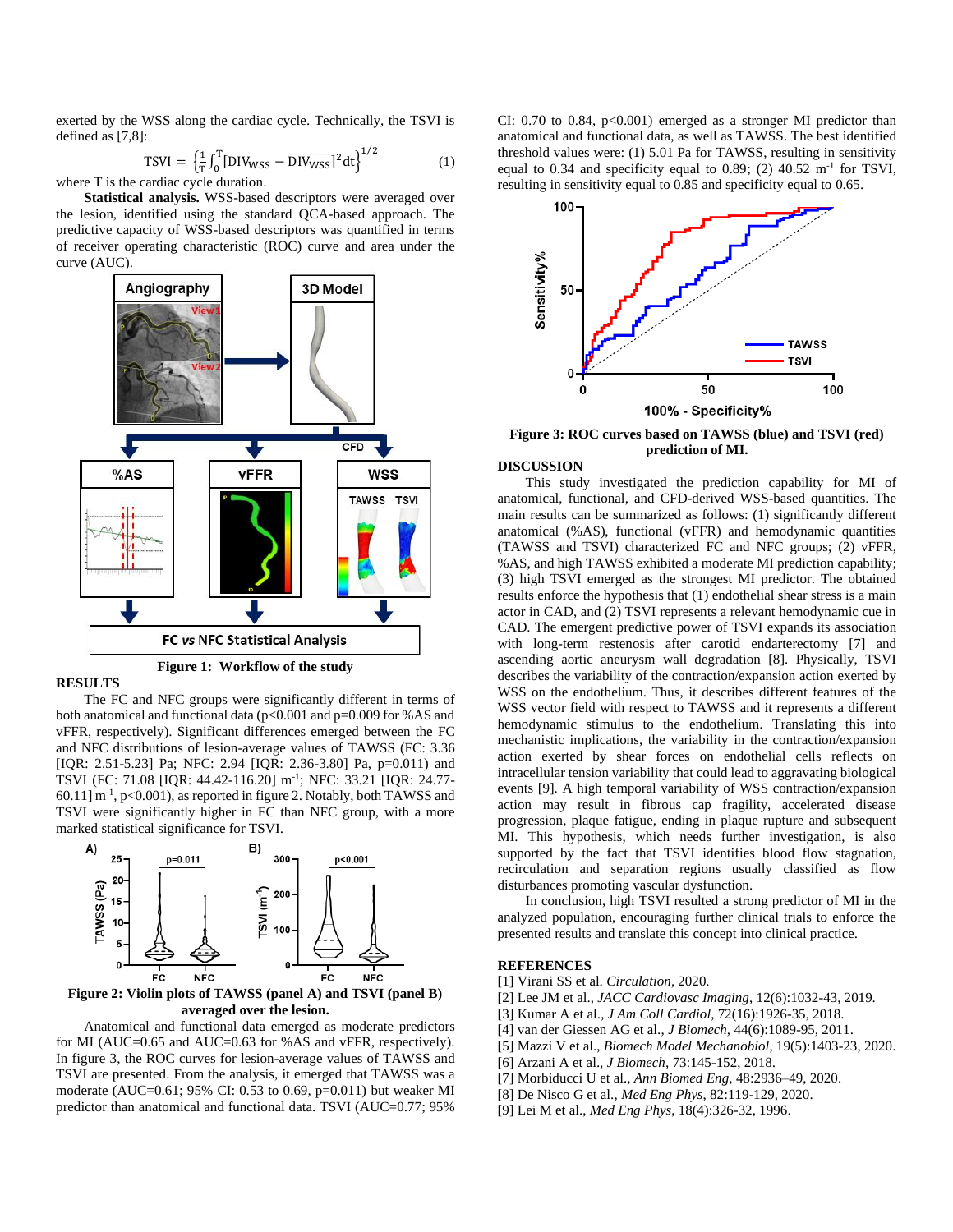exerted by the WSS along the cardiac cycle. Technically, the TSVI is defined as [7,8]:

$$\mathrm{TSVI} = \left\{\frac{1}{T}\int_0^T [\mathrm{DIV_{WSS}} - \overline{\mathrm{DIV_{WSS}}}]^2 dt\right\}^{1/2} \quad (1)$$

where T is the cardiac cycle duration.

**Statistical analysis.** WSS-based descriptors were averaged over the lesion, identified using the standard QCA-based approach. The predictive capacity of WSS-based descriptors was quantified in terms of receiver operating characteristic (ROC) curve and area under the curve (AUC).

Angiography
View1
View2
3D Model
CFD
%AS
vFFR
WSS
TAWSS TSVI
FC *vs* NFC Statistical Analysis

**Figure 1: Workflow of the study**

## RESULTS

The FC and NFC groups were significantly different in terms of both anatomical and functional data (p<0.001 and p=0.009 for %AS and vFFR, respectively). Significant differences emerged between the FC and NFC distributions of lesion-average values of TAWSS (FC: 3.36 [IQR: 2.51-5.23] Pa; NFC: 2.94 [IQR: 2.36-3.80] Pa, p=0.011) and TSVI (FC: 71.08 [IQR: 44.42-116.20] $m^{-1}$; NFC: 33.21 [IQR: 24.77-60.11] $m^{-1}$, p<0.001), as reported in figure 2. Notably, both TAWSS and TSVI were significantly higher in FC than NFC group, with a more marked statistical significance for TSVI.

A)
p=0.011
TAWSS (Pa)
25
20
15
10
5
0
FC
NFC

B)
p<0.001
TSVI ($m^{-1}$)
300
200
100
0
FC
NFC

**Figure 2: Violin plots of TAWSS (panel A) and TSVI (panel B) averaged over the lesion.**

Anatomical and functional data emerged as moderate predictors for MI (AUC=0.65 and AUC=0.63 for %AS and vFFR, respectively). In figure 3, the ROC curves for lesion-average values of TAWSS and TSVI are presented. From the analysis, it emerged that TAWSS was a moderate (AUC=0.61; 95% CI: 0.53 to 0.69, p=0.011) but weaker MI predictor than anatomical and functional data. TSVI (AUC=0.77; 95% CI: 0.70 to 0.84, p<0.001) emerged as a stronger MI predictor than anatomical and functional data, as well as TAWSS. The best identified threshold values were: (1) 5.01 Pa for TAWSS, resulting in sensitivity equal to 0.34 and specificity equal to 0.89; (2) 40.52 $m^{-1}$ for TSVI, resulting in sensitivity equal to 0.85 and specificity equal to 0.65.

Sensitivity%
100
50
0
0
50
100
100% - Specificity%
TAWSS
TSVI

**Figure 3: ROC curves based on TAWSS (blue) and TSVI (red) prediction of MI.**

## DISCUSSION

This study investigated the prediction capability for MI of anatomical, functional, and CFD-derived WSS-based quantities. The main results can be summarized as follows: (1) significantly different anatomical (%AS), functional (vFFR) and hemodynamic quantities (TAWSS and TSVI) characterized FC and NFC groups; (2) vFFR, %AS, and high TAWSS exhibited a moderate MI prediction capability; (3) high TSVI emerged as the strongest MI predictor. The obtained results enforce the hypothesis that (1) endothelial shear stress is a main actor in CAD, and (2) TSVI represents a relevant hemodynamic cue in CAD. The emergent predictive power of TSVI expands its association with long-term restenosis after carotid endarterectomy [7] and ascending aortic aneurysm wall degradation [8]. Physically, TSVI describes the variability of the contraction/expansion action exerted by WSS on the endothelium. Thus, it describes different features of the WSS vector field with respect to TAWSS and it represents a different hemodynamic stimulus to the endothelium. Translating this into mechanistic implications, the variability in the contraction/expansion action exerted by shear forces on endothelial cells reflects on intracellular tension variability that could lead to aggravating biological events [9]. A high temporal variability of WSS contraction/expansion action may result in fibrous cap fragility, accelerated disease progression, plaque fatigue, ending in plaque rupture and subsequent MI. This hypothesis, which needs further investigation, is also supported by the fact that TSVI identifies blood flow stagnation, recirculation and separation regions usually classified as flow disturbances promoting vascular dysfunction.

In conclusion, high TSVI resulted a strong predictor of MI in the analyzed population, encouraging further clinical trials to enforce the presented results and translate this concept into clinical practice.

## REFERENCES

[1] Virani SS et al. *Circulation*, 2020.
[2] Lee JM et al., *JACC Cardiovasc Imaging*, 12(6):1032-43, 2019.
[3] Kumar A et al., *J Am Coll Cardiol*, 72(16):1926-35, 2018.
[4] van der Giessen AG et al., *J Biomech*, 44(6):1089-95, 2011.
[5] Mazzi V et al., *Biomech Model Mechanobiol*, 19(5):1403-23, 2020.
[6] Arzani A et al., *J Biomech*, 73:145-152, 2018.
[7] Morbiducci U et al., *Ann Biomed Eng*, 48:2936–49, 2020.
[8] De Nisco G et al., *Med Eng Phys*, 82:119-129, 2020.
[9] Lei M et al., *Med Eng Phys*, 18(4):326-32, 1996.